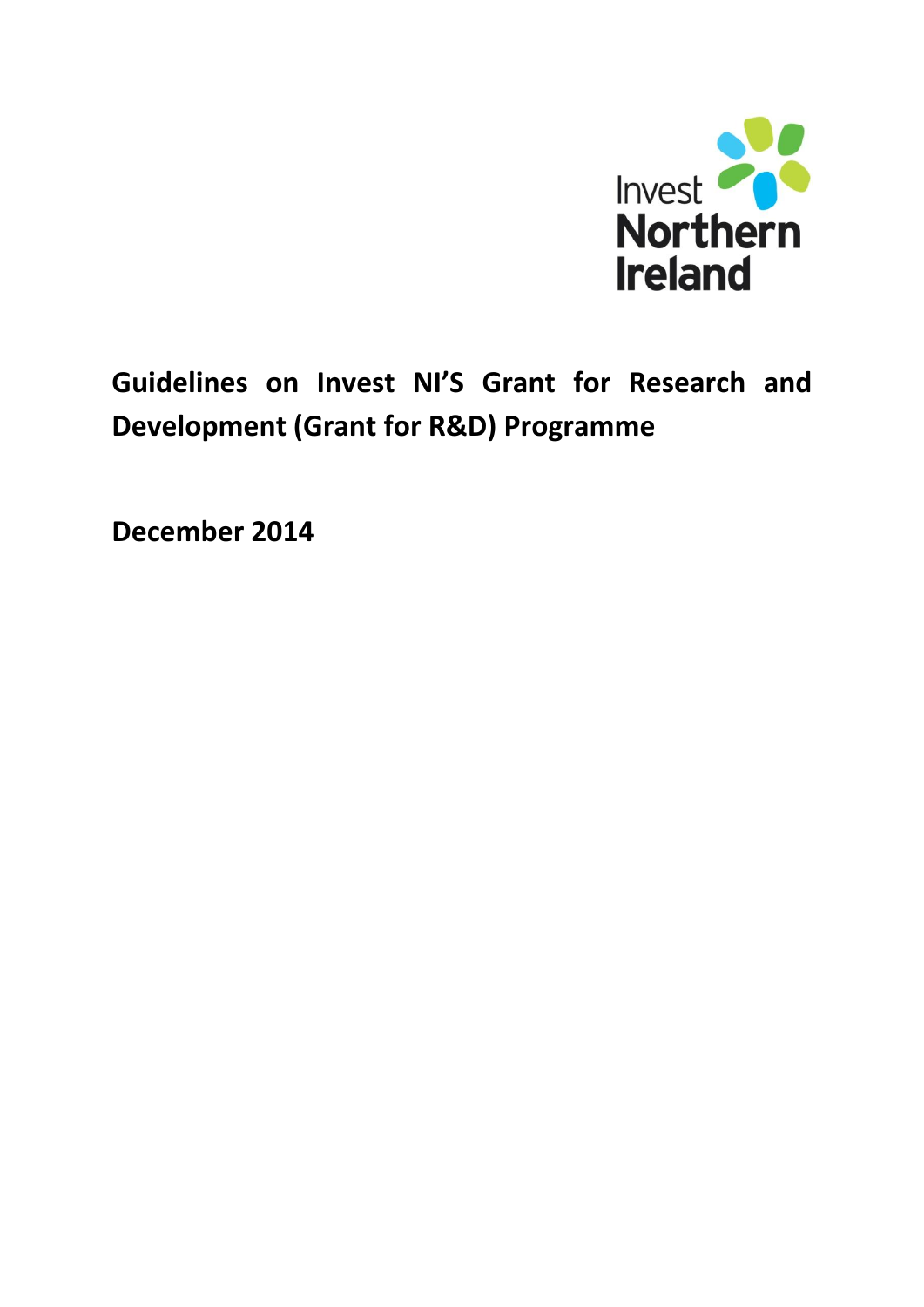Invest Northern Ireland

# Guidelines on Invest NI'S Grant for Research and Development (Grant for R&D) Programme

**December 2014**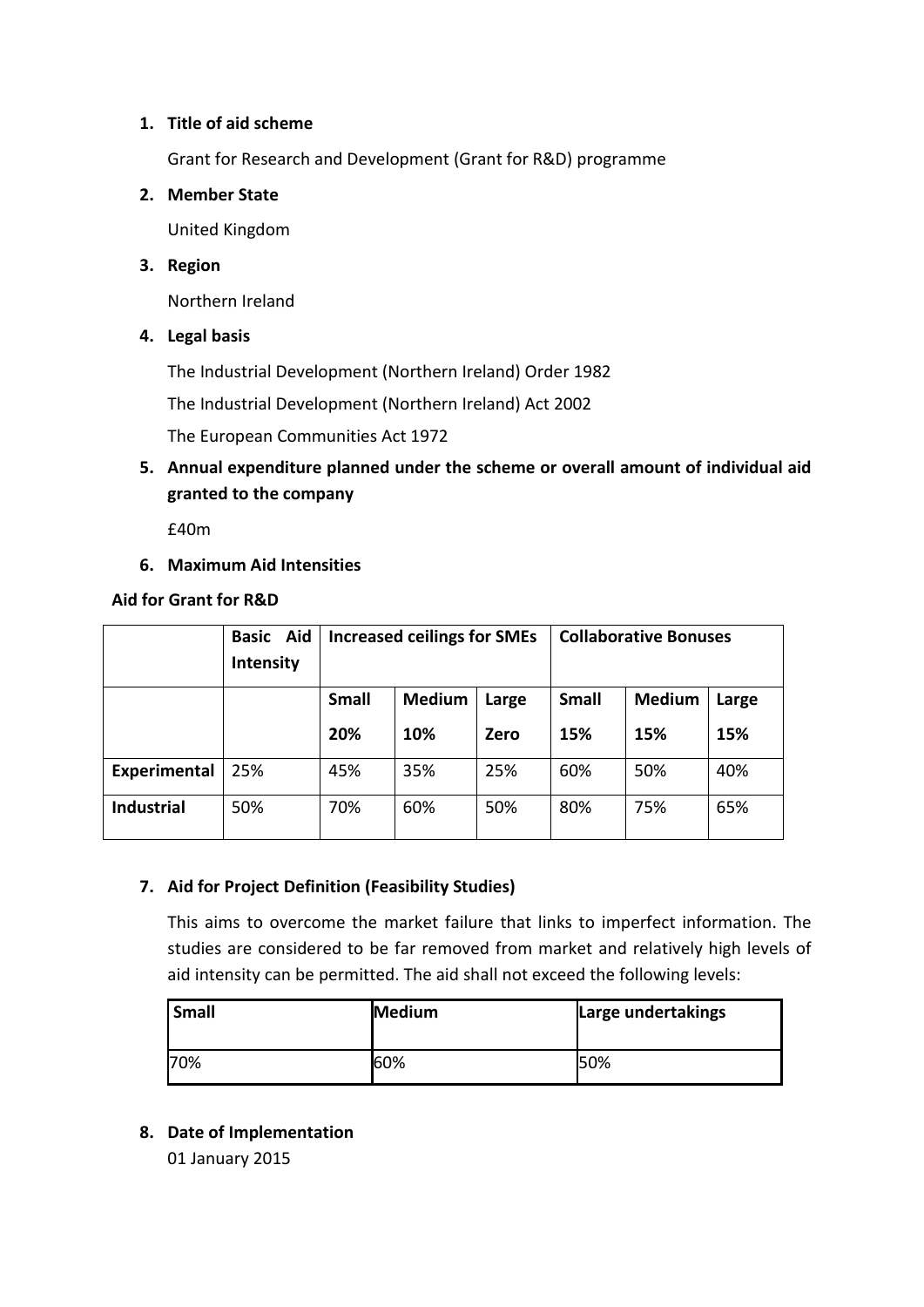1. **Title of aid scheme**

   Grant for Research and Development (Grant for R&D) programme

2. **Member State**

   United Kingdom

3. **Region**

   Northern Ireland

4. **Legal basis**

   The Industrial Development (Northern Ireland) Order 1982

   The Industrial Development (Northern Ireland) Act 2002

   The European Communities Act 1972

5. **Annual expenditure planned under the scheme or overall amount of individual aid granted to the company**

   £40m

6. **Maximum Aid Intensities**

**Aid for Grant for R&D**

| | Basic Aid Intensity | Increased ceilings for SMEs | | | Collaborative Bonuses | | |
|---|---|---|---|---|---|---|---|
| | | **Small 20%** | **Medium 10%** | **Large Zero** | **Small 15%** | **Medium 15%** | **Large 15%** |
| **Experimental** | 25% | 45% | 35% | 25% | 60% | 50% | 40% |
| **Industrial** | 50% | 70% | 60% | 50% | 80% | 75% | 65% |

7. **Aid for Project Definition (Feasibility Studies)**

   This aims to overcome the market failure that links to imperfect information. The studies are considered to be far removed from market and relatively high levels of aid intensity can be permitted. The aid shall not exceed the following levels:

| Small | Medium | Large undertakings |
|---|---|---|
| 70% | 60% | 50% |

8. **Date of Implementation**

   01 January 2015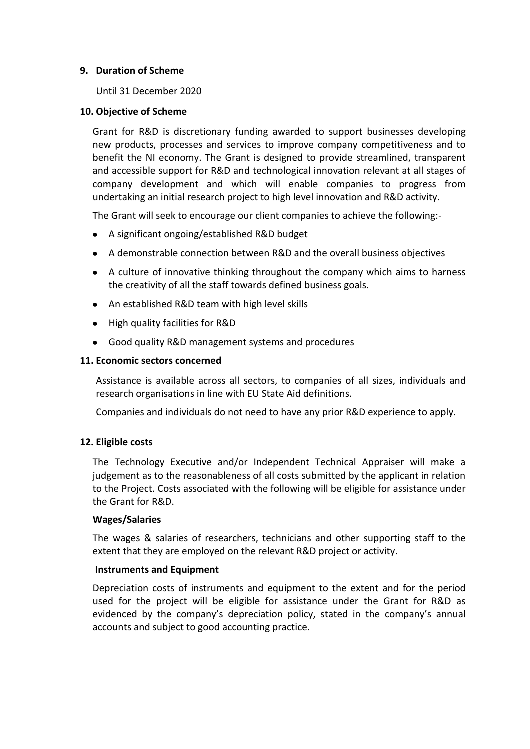## 9. Duration of Scheme

Until 31 December 2020

## 10. Objective of Scheme

Grant for R&D is discretionary funding awarded to support businesses developing new products, processes and services to improve company competitiveness and to benefit the NI economy. The Grant is designed to provide streamlined, transparent and accessible support for R&D and technological innovation relevant at all stages of company development and which will enable companies to progress from undertaking an initial research project to high level innovation and R&D activity.

The Grant will seek to encourage our client companies to achieve the following:-

- A significant ongoing/established R&D budget
- A demonstrable connection between R&D and the overall business objectives
- A culture of innovative thinking throughout the company which aims to harness the creativity of all the staff towards defined business goals.
- An established R&D team with high level skills
- High quality facilities for R&D
- Good quality R&D management systems and procedures

## 11. Economic sectors concerned

Assistance is available across all sectors, to companies of all sizes, individuals and research organisations in line with EU State Aid definitions.

Companies and individuals do not need to have any prior R&D experience to apply.

## 12. Eligible costs

The Technology Executive and/or Independent Technical Appraiser will make a judgement as to the reasonableness of all costs submitted by the applicant in relation to the Project. Costs associated with the following will be eligible for assistance under the Grant for R&D.

### Wages/Salaries

The wages & salaries of researchers, technicians and other supporting staff to the extent that they are employed on the relevant R&D project or activity.

### Instruments and Equipment

Depreciation costs of instruments and equipment to the extent and for the period used for the project will be eligible for assistance under the Grant for R&D as evidenced by the company's depreciation policy, stated in the company's annual accounts and subject to good accounting practice.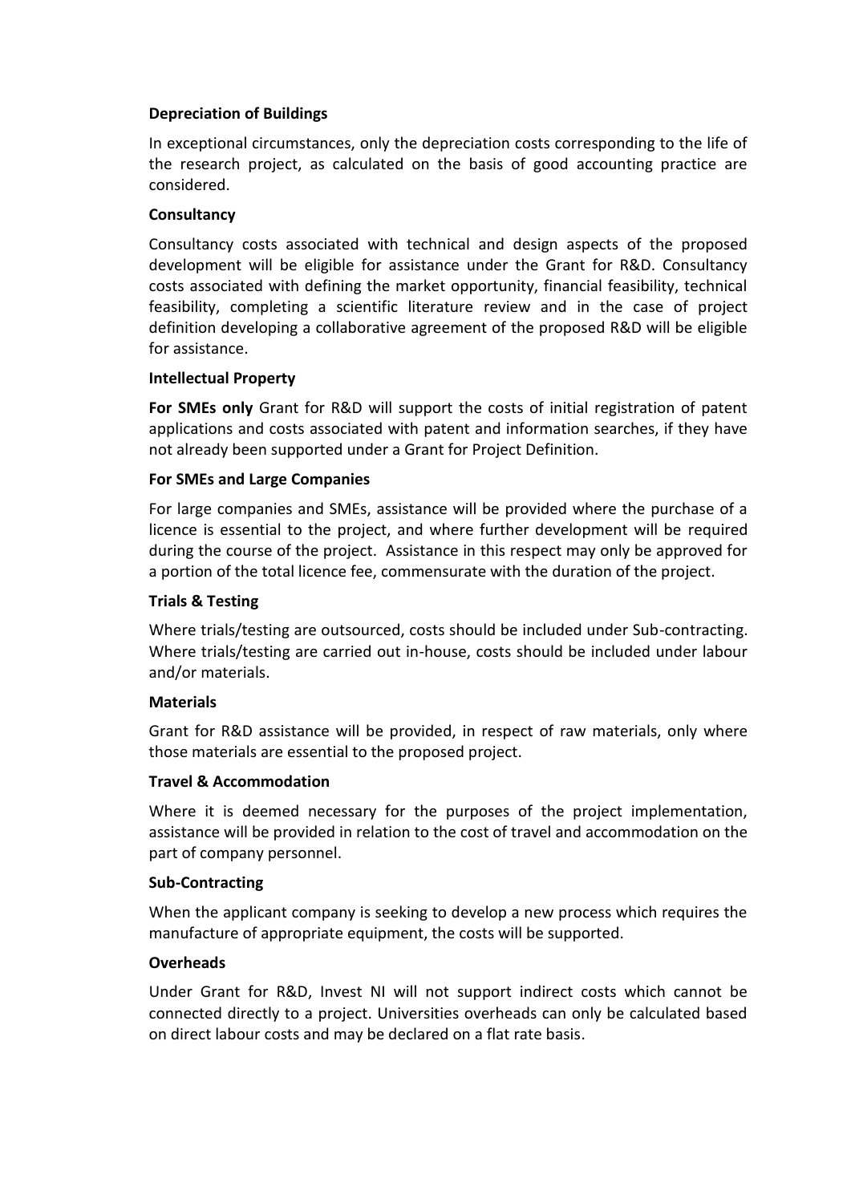**Depreciation of Buildings**

In exceptional circumstances, only the depreciation costs corresponding to the life of the research project, as calculated on the basis of good accounting practice are considered.

**Consultancy**

Consultancy costs associated with technical and design aspects of the proposed development will be eligible for assistance under the Grant for R&D. Consultancy costs associated with defining the market opportunity, financial feasibility, technical feasibility, completing a scientific literature review and in the case of project definition developing a collaborative agreement of the proposed R&D will be eligible for assistance.

**Intellectual Property**

**For SMEs only** Grant for R&D will support the costs of initial registration of patent applications and costs associated with patent and information searches, if they have not already been supported under a Grant for Project Definition.

**For SMEs and Large Companies**

For large companies and SMEs, assistance will be provided where the purchase of a licence is essential to the project, and where further development will be required during the course of the project. Assistance in this respect may only be approved for a portion of the total licence fee, commensurate with the duration of the project.

**Trials & Testing**

Where trials/testing are outsourced, costs should be included under Sub-contracting. Where trials/testing are carried out in-house, costs should be included under labour and/or materials.

**Materials**

Grant for R&D assistance will be provided, in respect of raw materials, only where those materials are essential to the proposed project.

**Travel & Accommodation**

Where it is deemed necessary for the purposes of the project implementation, assistance will be provided in relation to the cost of travel and accommodation on the part of company personnel.

**Sub-Contracting**

When the applicant company is seeking to develop a new process which requires the manufacture of appropriate equipment, the costs will be supported.

**Overheads**

Under Grant for R&D, Invest NI will not support indirect costs which cannot be connected directly to a project. Universities overheads can only be calculated based on direct labour costs and may be declared on a flat rate basis.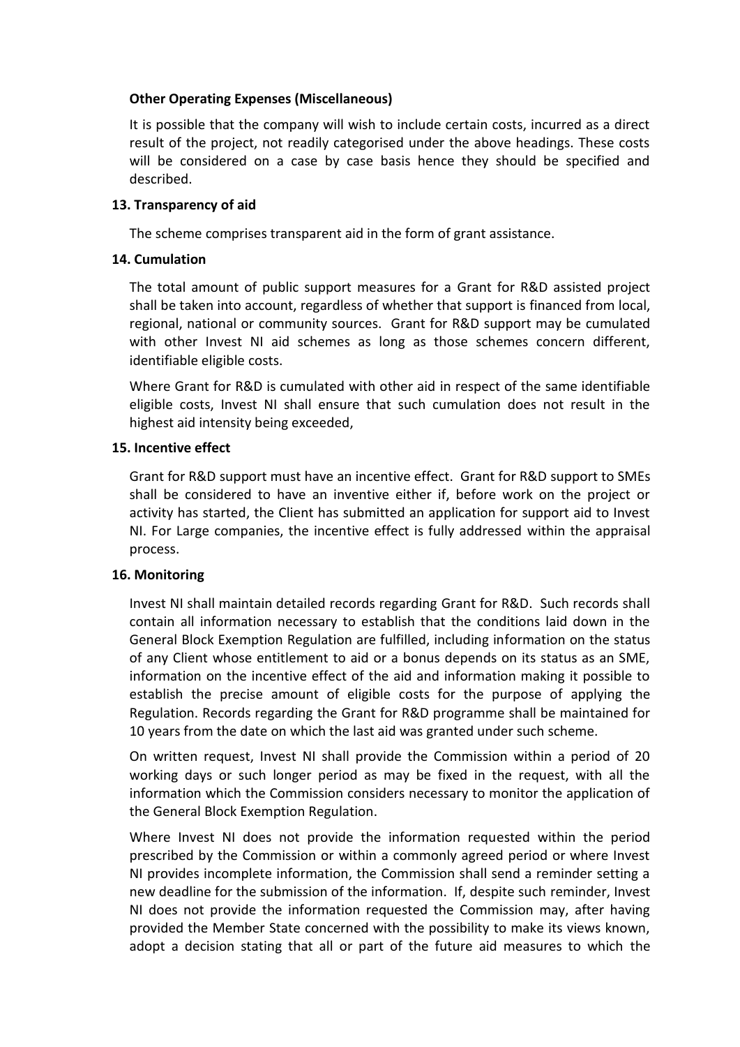**Other Operating Expenses (Miscellaneous)**

It is possible that the company will wish to include certain costs, incurred as a direct result of the project, not readily categorised under the above headings. These costs will be considered on a case by case basis hence they should be specified and described.

**13. Transparency of aid**

The scheme comprises transparent aid in the form of grant assistance.

**14. Cumulation**

The total amount of public support measures for a Grant for R&D assisted project shall be taken into account, regardless of whether that support is financed from local, regional, national or community sources. Grant for R&D support may be cumulated with other Invest NI aid schemes as long as those schemes concern different, identifiable eligible costs.

Where Grant for R&D is cumulated with other aid in respect of the same identifiable eligible costs, Invest NI shall ensure that such cumulation does not result in the highest aid intensity being exceeded,

**15. Incentive effect**

Grant for R&D support must have an incentive effect. Grant for R&D support to SMEs shall be considered to have an inventive either if, before work on the project or activity has started, the Client has submitted an application for support aid to Invest NI. For Large companies, the incentive effect is fully addressed within the appraisal process.

**16. Monitoring**

Invest NI shall maintain detailed records regarding Grant for R&D. Such records shall contain all information necessary to establish that the conditions laid down in the General Block Exemption Regulation are fulfilled, including information on the status of any Client whose entitlement to aid or a bonus depends on its status as an SME, information on the incentive effect of the aid and information making it possible to establish the precise amount of eligible costs for the purpose of applying the Regulation. Records regarding the Grant for R&D programme shall be maintained for 10 years from the date on which the last aid was granted under such scheme.

On written request, Invest NI shall provide the Commission within a period of 20 working days or such longer period as may be fixed in the request, with all the information which the Commission considers necessary to monitor the application of the General Block Exemption Regulation.

Where Invest NI does not provide the information requested within the period prescribed by the Commission or within a commonly agreed period or where Invest NI provides incomplete information, the Commission shall send a reminder setting a new deadline for the submission of the information. If, despite such reminder, Invest NI does not provide the information requested the Commission may, after having provided the Member State concerned with the possibility to make its views known, adopt a decision stating that all or part of the future aid measures to which the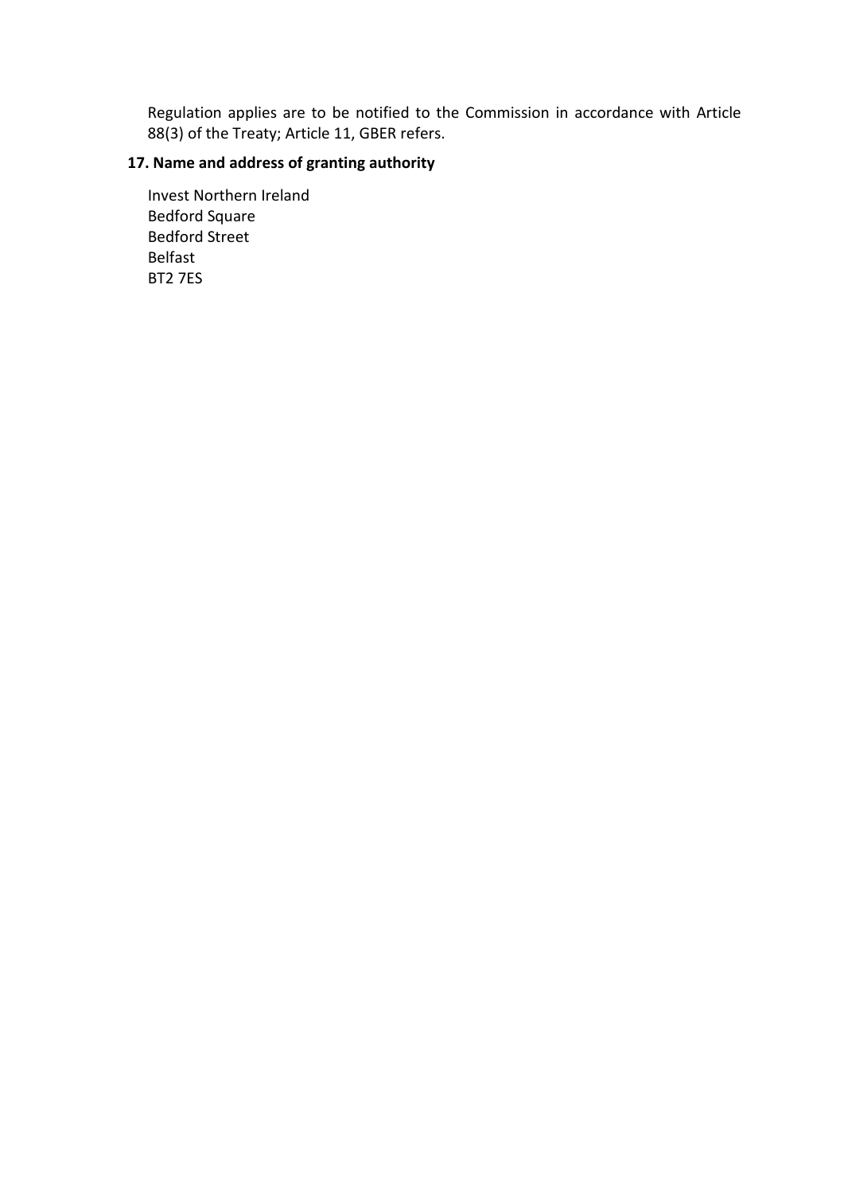Regulation applies are to be notified to the Commission in accordance with Article 88(3) of the Treaty; Article 11, GBER refers.

**17. Name and address of granting authority**

Invest Northern Ireland
Bedford Square
Bedford Street
Belfast
BT2 7ES